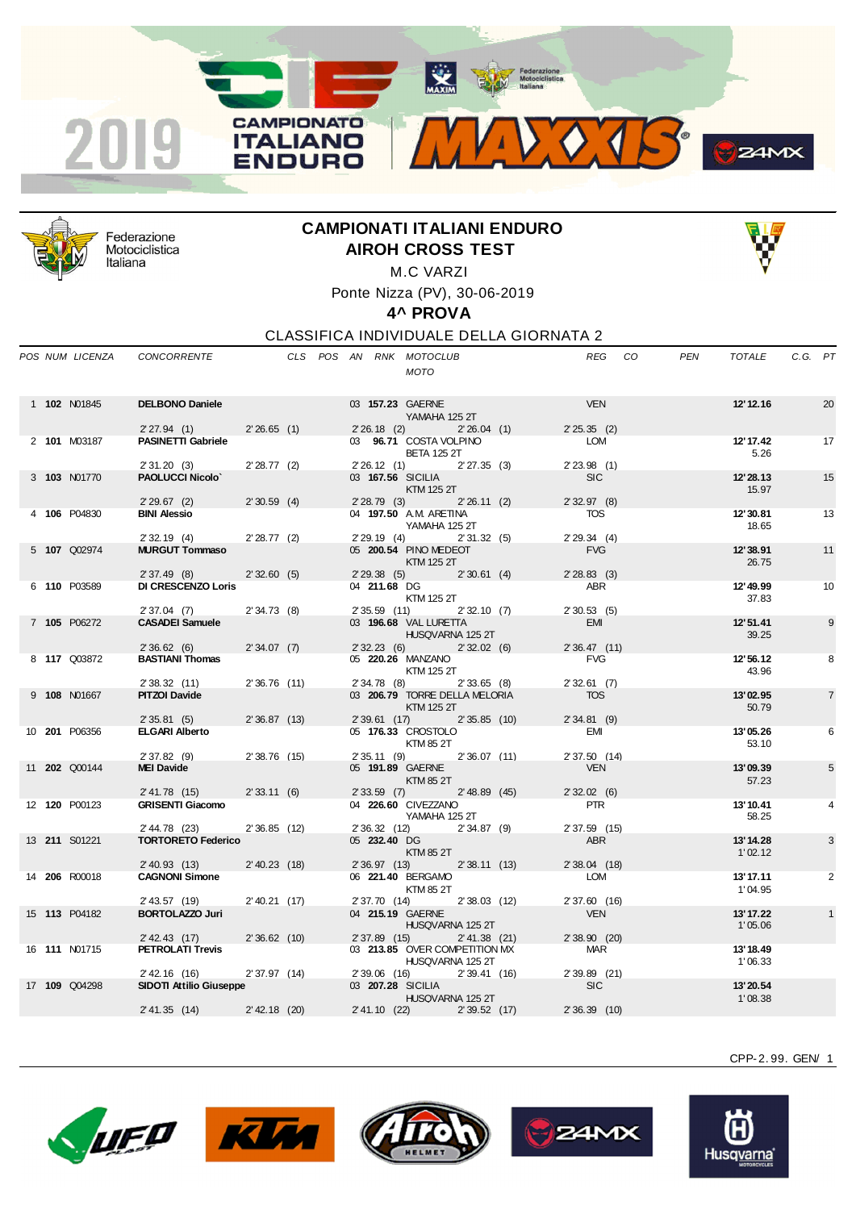# CAMPIONATI ITALIANI ENDURO

## AIROH CROSS TEST

M.C VARZI

Ponte Nizza (PV), 30-06-2019

**4^ PROVA**

CLASSIFICA INDIVIDUALE DELLA GIORNATA 2

| POS | NUM | LICENZA | CONCORRENTE | CLS | POS | AN | RNK | MOTOCLUB / MOTO | REG | CO | PEN | TOTALE | C.G. | PT |
|---|---|---|---|---|---|---|---|---|---|---|---|---|---|---|
| 1 | **102** | N01845 | **DELBONO Daniele** | | | 03 | **157.23** | GAERNE / YAMAHA 125 2T | VEN | | | **12'12.16** | | 20 |
| | | | 2'27.94 (1) | 2'26.65 (1) | | | | 2'26.18 (2) / 2'26.04 (1) | 2'25.35 (2) | | | | | |
| 2 | **101** | M03187 | **PASINETTI Gabriele** | | | 03 | **96.71** | COSTA VOLPINO / BETA 125 2T | LOM | | | **12'17.42** / 5.26 | | 17 |
| | | | 2'31.20 (3) | 2'28.77 (2) | | | | 2'26.12 (1) / 2'27.35 (3) | 2'23.98 (1) | | | | | |
| 3 | **103** | N01770 | **PAOLUCCI Nicolo`** | | | 03 | **167.56** | SICILIA / KTM 125 2T | SIC | | | **12'28.13** / 15.97 | | 15 |
| | | | 2'29.67 (2) | 2'30.59 (4) | | | | 2'28.79 (3) / 2'26.11 (2) | 2'32.97 (8) | | | | | |
| 4 | **106** | P04830 | **BINI Alessio** | | | 04 | **197.50** | A.M. ARETINA / YAMAHA 125 2T | TOS | | | **12'30.81** / 18.65 | | 13 |
| | | | 2'32.19 (4) | 2'28.77 (2) | | | | 2'29.19 (4) / 2'31.32 (5) | 2'29.34 (4) | | | | | |
| 5 | **107** | Q02974 | **MURGUT Tommaso** | | | 05 | **200.54** | PINO MEDEOT / KTM 125 2T | FVG | | | **12'38.91** / 26.75 | | 11 |
| | | | 2'37.49 (8) | 2'32.60 (5) | | | | 2'29.38 (5) / 2'30.61 (4) | 2'28.83 (3) | | | | | |
| 6 | **110** | P03589 | **DI CRESCENZO Loris** | | | 04 | **211.68** | DG / KTM 125 2T | ABR | | | **12'49.99** / 37.83 | | 10 |
| | | | 2'37.04 (7) | 2'34.73 (8) | | | | 2'35.59 (11) / 2'32.10 (7) | 2'30.53 (5) | | | | | |
| 7 | **105** | P06272 | **CASADEI Samuele** | | | 03 | **196.68** | VAL LURETTA / HUSQVARNA 125 2T | EMI | | | **12'51.41** / 39.25 | | 9 |
| | | | 2'36.62 (6) | 2'34.07 (7) | | | | 2'32.23 (6) / 2'32.02 (6) | 2'36.47 (11) | | | | | |
| 8 | **117** | Q03872 | **BASTIANI Thomas** | | | 05 | **220.26** | MANZANO / KTM 125 2T | FVG | | | **12'56.12** / 43.96 | | 8 |
| | | | 2'38.32 (11) | 2'36.76 (11) | | | | 2'34.78 (8) / 2'33.65 (8) | 2'32.61 (7) | | | | | |
| 9 | **108** | N01667 | **PITZOI Davide** | | | 03 | **206.79** | TORRE DELLA MELORIA / KTM 125 2T | TOS | | | **13'02.95** / 50.79 | | 7 |
| | | | 2'35.81 (5) | 2'36.87 (13) | | | | 2'39.61 (17) / 2'35.85 (10) | 2'34.81 (9) | | | | | |
| 10 | **201** | P06356 | **ELGARI Alberto** | | | 05 | **176.33** | CROSTOLO / KTM 85 2T | EMI | | | **13'05.26** / 53.10 | | 6 |
| | | | 2'37.82 (9) | 2'38.76 (15) | | | | 2'35.11 (9) / 2'36.07 (11) | 2'37.50 (14) | | | | | |
| 11 | **202** | Q00144 | **MEI Davide** | | | 05 | **191.89** | GAERNE / KTM 85 2T | VEN | | | **13'09.39** / 57.23 | | 5 |
| | | | 2'41.78 (15) | 2'33.11 (6) | | | | 2'33.59 (7) / 2'48.89 (45) | 2'32.02 (6) | | | | | |
| 12 | **120** | P00123 | **GRISENTI Giacomo** | | | 04 | **226.60** | CIVEZZANO / YAMAHA 125 2T | PTR | | | **13'10.41** / 58.25 | | 4 |
| | | | 2'44.78 (23) | 2'36.85 (12) | | | | 2'36.32 (12) / 2'34.87 (9) | 2'37.59 (15) | | | | | |
| 13 | **211** | S01221 | **TORTORETO Federico** | | | 05 | **232.40** | DG / KTM 85 2T | ABR | | | **13'14.28** / 1'02.12 | | 3 |
| | | | 2'40.93 (13) | 2'40.23 (18) | | | | 2'36.97 (13) / 2'38.11 (13) | 2'38.04 (18) | | | | | |
| 14 | **206** | R00018 | **CAGNONI Simone** | | | 06 | **221.40** | BERGAMO / KTM 85 2T | LOM | | | **13'17.11** / 1'04.95 | | 2 |
| | | | 2'43.57 (19) | 2'40.21 (17) | | | | 2'37.70 (14) / 2'38.03 (12) | 2'37.60 (16) | | | | | |
| 15 | **113** | P04182 | **BORTOLAZZO Juri** | | | 04 | **215.19** | GAERNE / HUSQVARNA 125 2T | VEN | | | **13'17.22** / 1'05.06 | | 1 |
| | | | 2'42.43 (17) | 2'36.62 (10) | | | | 2'37.89 (15) / 2'41.38 (21) | 2'38.90 (20) | | | | | |
| 16 | **111** | N01715 | **PETROLATI Trevis** | | | 03 | **213.85** | OVER COMPETITION MX / HUSQVARNA 125 2T | MAR | | | **13'18.49** / 1'06.33 | | |
| | | | 2'42.16 (16) | 2'37.97 (14) | | | | 2'39.06 (16) / 2'39.41 (16) | 2'39.89 (21) | | | | | |
| 17 | **109** | Q04298 | **SIDOTI Attilio Giuseppe** | | | 03 | **207.28** | SICILIA / HUSQVARNA 125 2T | SIC | | | **13'20.54** / 1'08.38 | | |
| | | | 2'41.35 (14) | 2'42.18 (20) | | | | 2'41.10 (22) / 2'39.52 (17) | 2'36.39 (10) | | | | | |

CPP-2.99. GEN/ 1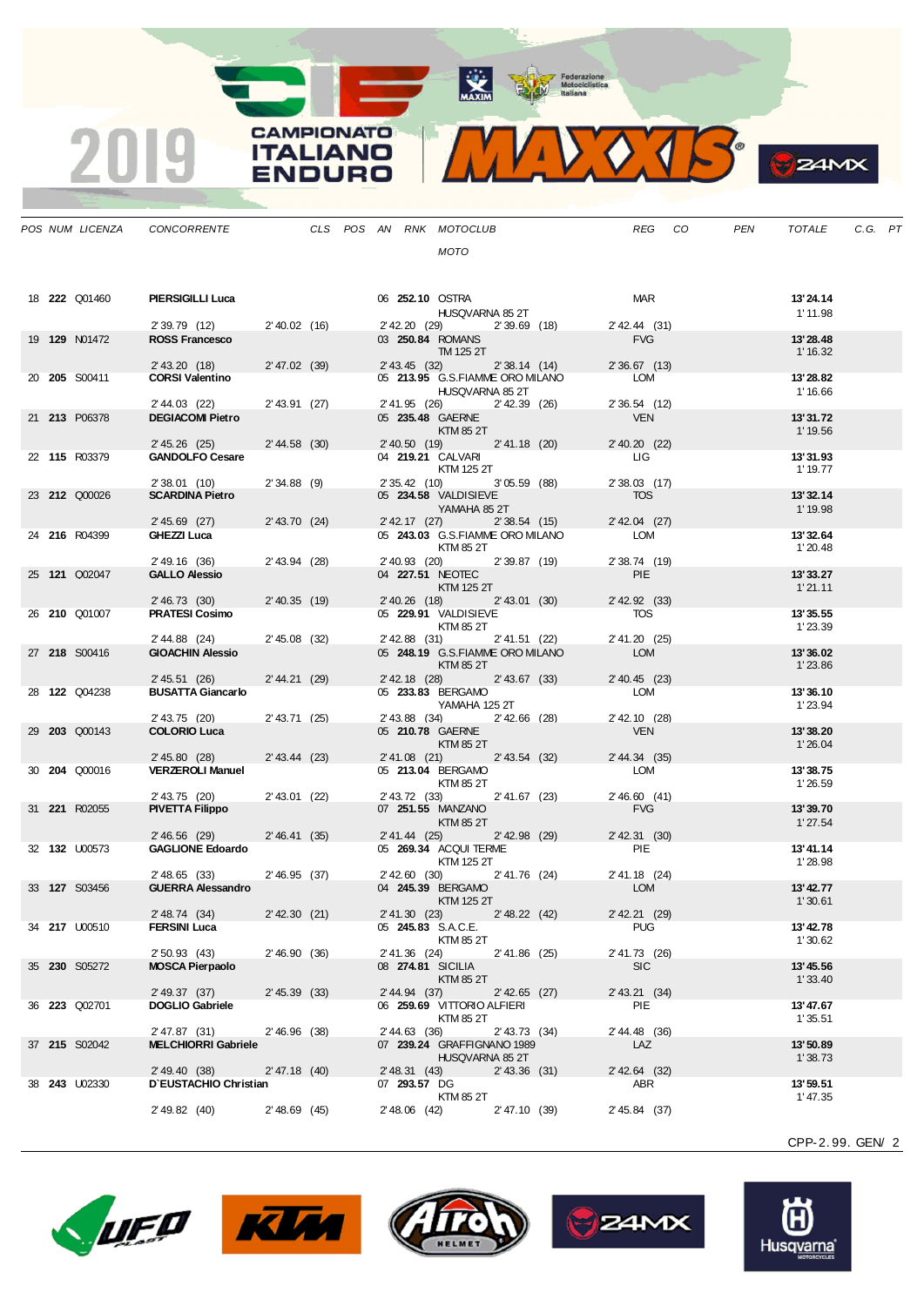| POS | NUM | LICENZA | CONCORRENTE | CLS | POS | AN | RNK | MOTOCLUB / MOTO | REG | CO | PEN | TOTALE | C.G. | PT |
|---|---|---|---|---|---|---|---|---|---|---|---|---|---|---|
| 18 | **222** | Q01460 | **PIERSIGILLI Luca** | | | 06 | **252.10** | OSTRA / HUSQVARNA 85 2T | MAR | | | **13'24.14** / 1'11.98 | | |
| | | | 2'39.79 (12) | 2'40.02 (16) | | | | 2'42.20 (29) / 2'39.69 (18) | 2'42.44 (31) | | | | | |
| 19 | **129** | N01472 | **ROSS Francesco** | | | 03 | **250.84** | ROMANS / TM 125 2T | FVG | | | **13'28.48** / 1'16.32 | | |
| | | | 2'43.20 (18) | 2'47.02 (39) | | | | 2'43.45 (32) / 2'38.14 (14) | 2'36.67 (13) | | | | | |
| 20 | **205** | S00411 | **CORSI Valentino** | | | 05 | **213.95** | G.S.FIAMME ORO MILANO / HUSQVARNA 85 2T | LOM | | | **13'28.82** / 1'16.66 | | |
| | | | 2'44.03 (22) | 2'43.91 (27) | | | | 2'41.95 (26) / 2'42.39 (26) | 2'36.54 (12) | | | | | |
| 21 | **213** | P06378 | **DEGIACOMI Pietro** | | | 05 | **235.48** | GAERNE / KTM 85 2T | VEN | | | **13'31.72** / 1'19.56 | | |
| | | | 2'45.26 (25) | 2'44.58 (30) | | | | 2'40.50 (19) / 2'41.18 (20) | 2'40.20 (22) | | | | | |
| 22 | **115** | R03379 | **GANDOLFO Cesare** | | | 04 | **219.21** | CALVARI / KTM 125 2T | LIG | | | **13'31.93** / 1'19.77 | | |
| | | | 2'38.01 (10) | 2'34.88 (9) | | | | 2'35.42 (10) / 3'05.59 (88) | 2'38.03 (17) | | | | | |
| 23 | **212** | Q00026 | **SCARDINA Pietro** | | | 05 | **234.58** | VALDISIEVE / YAMAHA 85 2T | TOS | | | **13'32.14** / 1'19.98 | | |
| | | | 2'45.69 (27) | 2'43.70 (24) | | | | 2'42.17 (27) / 2'38.54 (15) | 2'42.04 (27) | | | | | |
| 24 | **216** | R04399 | **GHEZZI Luca** | | | 05 | **243.03** | G.S.FIAMME ORO MILANO / KTM 85 2T | LOM | | | **13'32.64** / 1'20.48 | | |
| | | | 2'49.16 (36) | 2'43.94 (28) | | | | 2'40.93 (20) / 2'39.87 (19) | 2'38.74 (19) | | | | | |
| 25 | **121** | Q02047 | **GALLO Alessio** | | | 04 | **227.51** | NEOTEC / KTM 125 2T | PIE | | | **13'33.27** / 1'21.11 | | |
| | | | 2'46.73 (30) | 2'40.35 (19) | | | | 2'40.26 (18) / 2'43.01 (30) | 2'42.92 (33) | | | | | |
| 26 | **210** | Q01007 | **PRATESI Cosimo** | | | 05 | **229.91** | VALDISIEVE / KTM 85 2T | TOS | | | **13'35.55** / 1'23.39 | | |
| | | | 2'44.88 (24) | 2'45.08 (32) | | | | 2'42.88 (31) / 2'41.51 (22) | 2'41.20 (25) | | | | | |
| 27 | **218** | S00416 | **GIOACHIN Alessio** | | | 05 | **248.19** | G.S.FIAMME ORO MILANO / KTM 85 2T | LOM | | | **13'36.02** / 1'23.86 | | |
| | | | 2'45.51 (26) | 2'44.21 (29) | | | | 2'42.18 (28) / 2'43.67 (33) | 2'40.45 (23) | | | | | |
| 28 | **122** | Q04238 | **BUSATTA Giancarlo** | | | 05 | **233.83** | BERGAMO / YAMAHA 125 2T | LOM | | | **13'36.10** / 1'23.94 | | |
| | | | 2'43.75 (20) | 2'43.71 (25) | | | | 2'43.88 (34) / 2'42.66 (28) | 2'42.10 (28) | | | | | |
| 29 | **203** | Q00143 | **COLORIO Luca** | | | 05 | **210.78** | GAERNE / KTM 85 2T | VEN | | | **13'38.20** / 1'26.04 | | |
| | | | 2'45.80 (28) | 2'43.44 (23) | | | | 2'41.08 (21) / 2'43.54 (32) | 2'44.34 (35) | | | | | |
| 30 | **204** | Q00016 | **VERZEROLI Manuel** | | | 05 | **213.04** | BERGAMO / KTM 85 2T | LOM | | | **13'38.75** / 1'26.59 | | |
| | | | 2'43.75 (20) | 2'43.01 (22) | | | | 2'43.72 (33) / 2'41.67 (23) | 2'46.60 (41) | | | | | |
| 31 | **221** | R02055 | **PIVETTA Filippo** | | | 07 | **251.55** | MANZANO / KTM 85 2T | FVG | | | **13'39.70** / 1'27.54 | | |
| | | | 2'46.56 (29) | 2'46.41 (35) | | | | 2'41.44 (25) / 2'42.98 (29) | 2'42.31 (30) | | | | | |
| 32 | **132** | U00573 | **GAGLIONE Edoardo** | | | 05 | **269.34** | ACQUI TERME / KTM 125 2T | PIE | | | **13'41.14** / 1'28.98 | | |
| | | | 2'48.65 (33) | 2'46.95 (37) | | | | 2'42.60 (30) / 2'41.76 (24) | 2'41.18 (24) | | | | | |
| 33 | **127** | S03456 | **GUERRA Alessandro** | | | 04 | **245.39** | BERGAMO / KTM 125 2T | LOM | | | **13'42.77** / 1'30.61 | | |
| | | | 2'48.74 (34) | 2'42.30 (21) | | | | 2'41.30 (23) / 2'48.22 (42) | 2'42.21 (29) | | | | | |
| 34 | **217** | U00510 | **FERSINI Luca** | | | 05 | **245.83** | S.A.C.E. / KTM 85 2T | PUG | | | **13'42.78** / 1'30.62 | | |
| | | | 2'50.93 (43) | 2'46.90 (36) | | | | 2'41.36 (24) / 2'41.86 (25) | 2'41.73 (26) | | | | | |
| 35 | **230** | S05272 | **MOSCA Pierpaolo** | | | 08 | **274.81** | SICILIA / KTM 85 2T | SIC | | | **13'45.56** / 1'33.40 | | |
| | | | 2'49.37 (37) | 2'45.39 (33) | | | | 2'44.94 (37) / 2'42.65 (27) | 2'43.21 (34) | | | | | |
| 36 | **223** | Q02701 | **DOGLIO Gabriele** | | | 06 | **259.69** | VITTORIO ALFIERI / KTM 85 2T | PIE | | | **13'47.67** / 1'35.51 | | |
| | | | 2'47.87 (31) | 2'46.96 (38) | | | | 2'44.63 (36) / 2'43.73 (34) | 2'44.48 (36) | | | | | |
| 37 | **215** | S02042 | **MELCHIORRI Gabriele** | | | 07 | **239.24** | GRAFFIGNANO 1989 / HUSQVARNA 85 2T | LAZ | | | **13'50.89** / 1'38.73 | | |
| | | | 2'49.40 (38) | 2'47.18 (40) | | | | 2'48.31 (43) / 2'43.36 (31) | 2'42.64 (32) | | | | | |
| 38 | **243** | U02330 | **D'EUSTACHIO Christian** | | | 07 | **293.57** | DG / KTM 85 2T | ABR | | | **13'59.51** / 1'47.35 | | |
| | | | 2'49.82 (40) | 2'48.69 (45) | | | | 2'48.06 (42) / 2'47.10 (39) | 2'45.84 (37) | | | | | |

CPP-2.99. GEN/ 2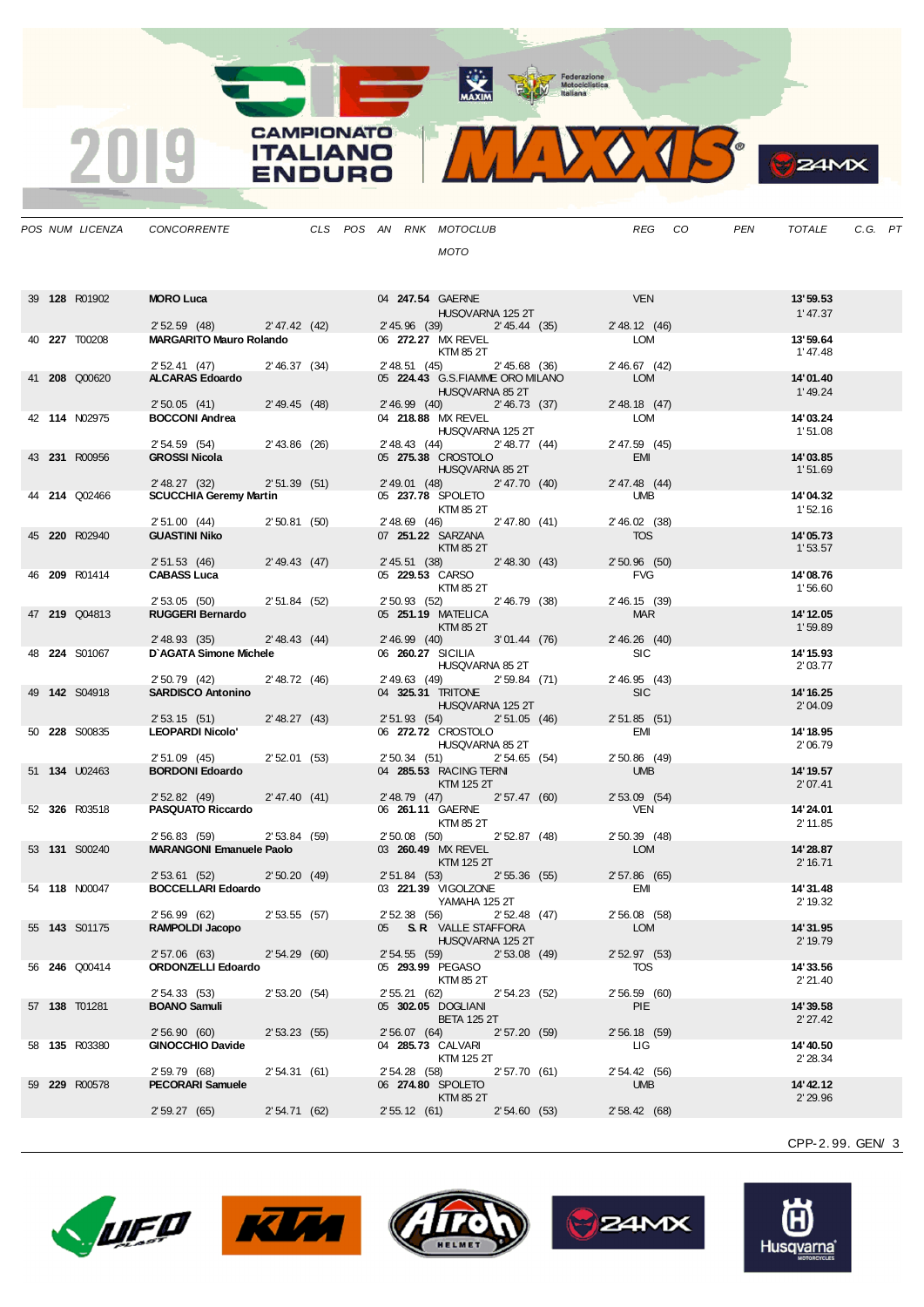| POS | NUM | LICENZA | CONCORRENTE | CLS | POS | AN | RNK | MOTOCLUB / MOTO | REG | CO | PEN | TOTALE | C.G. | PT |
|---|---|---|---|---|---|---|---|---|---|---|---|---|---|---|
| 39 | **128** | R01902 | **MORO Luca** | | | 04 | **247.54** | GAERNE / HUSQVARNA 125 2T | VEN | | | **13'59.53** / 1'47.37 | | |
| | | | 2'52.59 (48) — 2'47.42 (42) — 2'45.96 (39) — 2'45.44 (35) — 2'48.12 (46) | | | | | | | | | | | |
| 40 | **227** | T00208 | **MARGARITO Mauro Rolando** | | | 06 | **272.27** | MX REVEL / KTM 85 2T | LOM | | | **13'59.64** / 1'47.48 | | |
| | | | 2'52.41 (47) — 2'46.37 (34) — 2'48.51 (45) — 2'45.68 (36) — 2'46.67 (42) | | | | | | | | | | | |
| 41 | **208** | Q00620 | **ALCARAS Edoardo** | | | 05 | **224.43** | G.S.FIAMME ORO MILANO / HUSQVARNA 85 2T | LOM | | | **14'01.40** / 1'49.24 | | |
| | | | 2'50.05 (41) — 2'49.45 (48) — 2'46.99 (40) — 2'46.73 (37) — 2'48.18 (47) | | | | | | | | | | | |
| 42 | **114** | N02975 | **BOCCONI Andrea** | | | 04 | **218.88** | MX REVEL / HUSQVARNA 125 2T | LOM | | | **14'03.24** / 1'51.08 | | |
| | | | 2'54.59 (54) — 2'43.86 (26) — 2'48.43 (44) — 2'48.77 (44) — 2'47.59 (45) | | | | | | | | | | | |
| 43 | **231** | R00956 | **GROSSI Nicola** | | | 05 | **275.38** | CROSTOLO / HUSQVARNA 85 2T | EMI | | | **14'03.85** / 1'51.69 | | |
| | | | 2'48.27 (32) — 2'51.39 (51) — 2'49.01 (48) — 2'47.70 (40) — 2'47.48 (44) | | | | | | | | | | | |
| 44 | **214** | Q02466 | **SCUCCHIA Geremy Martin** | | | 05 | **237.78** | SPOLETO / KTM 85 2T | UMB | | | **14'04.32** / 1'52.16 | | |
| | | | 2'51.00 (44) — 2'50.81 (50) — 2'48.69 (46) — 2'47.80 (41) — 2'46.02 (38) | | | | | | | | | | | |
| 45 | **220** | R02940 | **GUASTINI Niko** | | | 07 | **251.22** | SARZANA / KTM 85 2T | TOS | | | **14'05.73** / 1'53.57 | | |
| | | | 2'51.53 (46) — 2'49.43 (47) — 2'45.51 (38) — 2'48.30 (43) — 2'50.96 (50) | | | | | | | | | | | |
| 46 | **209** | R01414 | **CABASS Luca** | | | 05 | **229.53** | CARSO / KTM 85 2T | FVG | | | **14'08.76** / 1'56.60 | | |
| | | | 2'53.05 (50) — 2'51.84 (52) — 2'50.93 (52) — 2'46.79 (38) — 2'46.15 (39) | | | | | | | | | | | |
| 47 | **219** | Q04813 | **RUGGERI Bernardo** | | | 05 | **251.19** | MATELICA / KTM 85 2T | MAR | | | **14'12.05** / 1'59.89 | | |
| | | | 2'48.93 (35) — 2'48.43 (44) — 2'46.99 (40) — 3'01.44 (76) — 2'46.26 (40) | | | | | | | | | | | |
| 48 | **224** | S01067 | **D`AGATA Simone Michele** | | | 06 | **260.27** | SICILIA / HUSQVARNA 85 2T | SIC | | | **14'15.93** / 2'03.77 | | |
| | | | 2'50.79 (42) — 2'48.72 (46) — 2'49.63 (49) — 2'59.84 (71) — 2'46.95 (43) | | | | | | | | | | | |
| 49 | **142** | S04918 | **SARDISCO Antonino** | | | 04 | **325.31** | TRITONE / HUSQVARNA 125 2T | SIC | | | **14'16.25** / 2'04.09 | | |
| | | | 2'53.15 (51) — 2'48.27 (43) — 2'51.93 (54) — 2'51.05 (46) — 2'51.85 (51) | | | | | | | | | | | |
| 50 | **228** | S00835 | **LEOPARDI Nicolo'** | | | 06 | **272.72** | CROSTOLO / HUSQVARNA 85 2T | EMI | | | **14'18.95** / 2'06.79 | | |
| | | | 2'51.09 (45) — 2'52.01 (53) — 2'50.34 (51) — 2'54.65 (54) — 2'50.86 (49) | | | | | | | | | | | |
| 51 | **134** | U02463 | **BORDONI Edoardo** | | | 04 | **285.53** | RACING TERNI / KTM 125 2T | UMB | | | **14'19.57** / 2'07.41 | | |
| | | | 2'52.82 (49) — 2'47.40 (41) — 2'48.79 (47) — 2'57.47 (60) — 2'53.09 (54) | | | | | | | | | | | |
| 52 | **326** | R03518 | **PASQUATO Riccardo** | | | 06 | **261.11** | GAERNE / KTM 85 2T | VEN | | | **14'24.01** / 2'11.85 | | |
| | | | 2'56.83 (59) — 2'53.84 (59) — 2'50.08 (50) — 2'52.87 (48) — 2'50.39 (48) | | | | | | | | | | | |
| 53 | **131** | S00240 | **MARANGONI Emanuele Paolo** | | | 03 | **260.49** | MX REVEL / KTM 125 2T | LOM | | | **14'28.87** / 2'16.71 | | |
| | | | 2'53.61 (52) — 2'50.20 (49) — 2'51.84 (53) — 2'55.36 (55) — 2'57.86 (65) | | | | | | | | | | | |
| 54 | **118** | N00047 | **BOCCELLARI Edoardo** | | | 03 | **221.39** | VIGOLZONE / YAMAHA 125 2T | EMI | | | **14'31.48** / 2'19.32 | | |
| | | | 2'56.99 (62) — 2'53.55 (57) — 2'52.38 (56) — 2'52.48 (47) — 2'56.08 (58) | | | | | | | | | | | |
| 55 | **143** | S01175 | **RAMPOLDI Jacopo** | | | 05 | | S.R VALLE STAFFORA / HUSQVARNA 125 2T | LOM | | | **14'31.95** / 2'19.79 | | |
| | | | 2'57.06 (63) — 2'54.29 (60) — 2'54.55 (59) — 2'53.08 (49) — 2'52.97 (53) | | | | | | | | | | | |
| 56 | **246** | Q00414 | **ORDONZELLI Edoardo** | | | 05 | **293.99** | PEGASO / KTM 85 2T | TOS | | | **14'33.56** / 2'21.40 | | |
| | | | 2'54.33 (53) — 2'53.20 (54) — 2'55.21 (62) — 2'54.23 (52) — 2'56.59 (60) | | | | | | | | | | | |
| 57 | **138** | T01281 | **BOANO Samuli** | | | 05 | **302.05** | DOGLIANI / BETA 125 2T | PIE | | | **14'39.58** / 2'27.42 | | |
| | | | 2'56.90 (60) — 2'53.23 (55) — 2'56.07 (64) — 2'57.20 (59) — 2'56.18 (59) | | | | | | | | | | | |
| 58 | **135** | R03380 | **GINOCCHIO Davide** | | | 04 | **285.73** | CALVARI / KTM 125 2T | LIG | | | **14'40.50** / 2'28.34 | | |
| | | | 2'59.79 (68) — 2'54.31 (61) — 2'54.28 (58) — 2'57.70 (61) — 2'54.42 (56) | | | | | | | | | | | |
| 59 | **229** | R00578 | **PECORARI Samuele** | | | 06 | **274.80** | SPOLETO / KTM 85 2T | UMB | | | **14'42.12** / 2'29.96 | | |
| | | | 2'59.27 (65) — 2'54.71 (62) — 2'55.12 (61) — 2'54.60 (53) — 2'58.42 (68) | | | | | | | | | | | |

CPP-2.99. GEN/ 3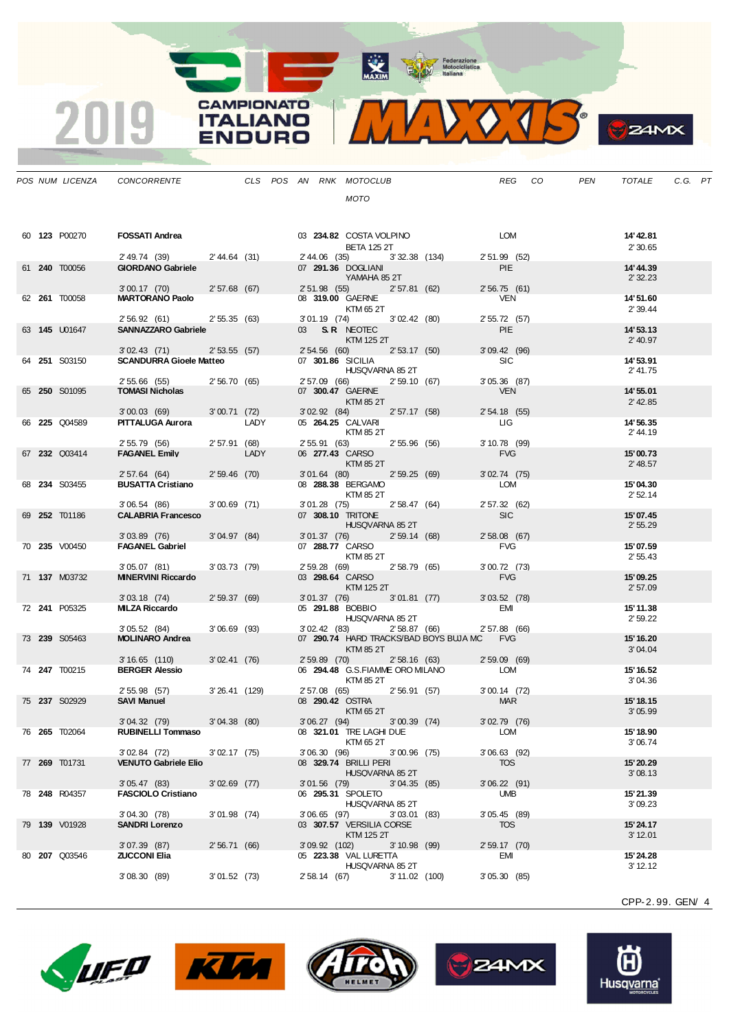# 2019 CAMPIONATO ITALIANO ENDURO MAXXIS

| POS | NUM | LICENZA | CONCORRENTE | CLS | POS | AN | RNK | MOTOCLUB / MOTO | REG | CO | PEN | TOTALE | C.G. | PT |
|---|---|---|---|---|---|---|---|---|---|---|---|---|---|---|
| 60 | **123** | P00270 | **FOSSATI Andrea** | | | 03 | **234.82** | COSTA VOLPINO / BETA 125 2T | LOM | | | **14'42.81** / 2'30.65 | | |
| | | | 2'49.74 (39) | 2'44.64 (31) | | | | 2'44.06 (35) / 3'32.38 (134) | 2'51.99 (52) | | | | | |
| 61 | **240** | T00056 | **GIORDANO Gabriele** | | | 07 | **291.36** | DOGLIANI / YAMAHA 85 2T | PIE | | | **14'44.39** / 2'32.23 | | |
| | | | 3'00.17 (70) | 2'57.68 (67) | | | | 2'51.98 (55) / 2'57.81 (62) | 2'56.75 (61) | | | | | |
| 62 | **261** | T00058 | **MARTORANO Paolo** | | | 08 | **319.00** | GAERNE / KTM 65 2T | VEN | | | **14'51.60** / 2'39.44 | | |
| | | | 2'56.92 (61) | 2'55.35 (63) | | | | 3'01.19 (74) / 3'02.42 (80) | 2'55.72 (57) | | | | | |
| 63 | **145** | U01647 | **SANNAZZARO Gabriele** | | | 03 | **S.R** | NEOTEC / KTM 125 2T | PIE | | | **14'53.13** / 2'40.97 | | |
| | | | 3'02.43 (71) | 2'53.55 (57) | | | | 2'54.56 (60) / 2'53.17 (50) | 3'09.42 (96) | | | | | |
| 64 | **251** | S03150 | **SCANDURRA Gioele Matteo** | | | 07 | **301.86** | SICILIA / HUSQVARNA 85 2T | SIC | | | **14'53.91** / 2'41.75 | | |
| | | | 2'55.66 (55) | 2'56.70 (65) | | | | 2'57.09 (66) / 2'59.10 (67) | 3'05.36 (87) | | | | | |
| 65 | **250** | S01095 | **TOMASI Nicholas** | | | 07 | **300.47** | GAERNE / KTM 85 2T | VEN | | | **14'55.01** / 2'42.85 | | |
| | | | 3'00.03 (69) | 3'00.71 (72) | | | | 3'02.92 (84) / 2'57.17 (58) | 2'54.18 (55) | | | | | |
| 66 | **225** | Q04589 | **PITTALUGA Aurora** | LADY | | 05 | **264.25** | CALVARI / KTM 85 2T | LIG | | | **14'56.35** / 2'44.19 | | |
| | | | 2'55.79 (56) | 2'57.91 (68) | | | | 2'55.91 (63) / 2'55.96 (56) | 3'10.78 (99) | | | | | |
| 67 | **232** | Q03414 | **FAGANEL Emily** | LADY | | 06 | **277.43** | CARSO / KTM 85 2T | FVG | | | **15'00.73** / 2'48.57 | | |
| | | | 2'57.64 (64) | 2'59.46 (70) | | | | 3'01.64 (80) / 2'59.25 (69) | 3'02.74 (75) | | | | | |
| 68 | **234** | S03455 | **BUSATTA Cristiano** | | | 08 | **288.38** | BERGAMO / KTM 85 2T | LOM | | | **15'04.30** / 2'52.14 | | |
| | | | 3'06.54 (86) | 3'00.69 (71) | | | | 3'01.28 (75) / 2'58.47 (64) | 2'57.32 (62) | | | | | |
| 69 | **252** | T01186 | **CALABRIA Francesco** | | | 07 | **308.10** | TRITONE / HUSQVARNA 85 2T | SIC | | | **15'07.45** / 2'55.29 | | |
| | | | 3'03.89 (76) | 3'04.97 (84) | | | | 3'01.37 (76) / 2'59.14 (68) | 2'58.08 (67) | | | | | |
| 70 | **235** | V00450 | **FAGANEL Gabriel** | | | 07 | **288.77** | CARSO / KTM 85 2T | FVG | | | **15'07.59** / 2'55.43 | | |
| | | | 3'05.07 (81) | 3'03.73 (79) | | | | 2'59.28 (69) / 2'58.79 (65) | 3'00.72 (73) | | | | | |
| 71 | **137** | M03732 | **MINERVINI Riccardo** | | | 03 | **298.64** | CARSO / KTM 125 2T | FVG | | | **15'09.25** / 2'57.09 | | |
| | | | 3'03.18 (74) | 2'59.37 (69) | | | | 3'01.37 (76) / 3'01.81 (77) | 3'03.52 (78) | | | | | |
| 72 | **241** | P05325 | **MILZA Riccardo** | | | 05 | **291.88** | BOBBIO / HUSQVARNA 85 2T | EMI | | | **15'11.38** / 2'59.22 | | |
| | | | 3'05.52 (84) | 3'06.69 (93) | | | | 3'02.42 (83) / 2'58.87 (66) | 2'57.88 (66) | | | | | |
| 73 | **239** | S05463 | **MOLINARO Andrea** | | | 07 | **290.74** | HARD TRACKS/BAD BOYS BUJA MC / KTM 85 2T | FVG | | | **15'16.20** / 3'04.04 | | |
| | | | 3'16.65 (110) | 3'02.41 (76) | | | | 2'59.89 (70) / 2'58.16 (63) | 2'59.09 (69) | | | | | |
| 74 | **247** | T00215 | **BERGER Alessio** | | | 06 | **294.48** | G.S.FIAMME ORO MILANO / KTM 85 2T | LOM | | | **15'16.52** / 3'04.36 | | |
| | | | 2'55.98 (57) | 3'26.41 (129) | | | | 2'57.08 (65) / 2'56.91 (57) | 3'00.14 (72) | | | | | |
| 75 | **237** | S02929 | **SAVI Manuel** | | | 08 | **290.42** | OSTRA / KTM 65 2T | MAR | | | **15'18.15** / 3'05.99 | | |
| | | | 3'04.32 (79) | 3'04.38 (80) | | | | 3'06.27 (94) / 3'00.39 (74) | 3'02.79 (76) | | | | | |
| 76 | **265** | T02064 | **RUBINELLI Tommaso** | | | 08 | **321.01** | TRE LAGHI DUE / KTM 65 2T | LOM | | | **15'18.90** / 3'06.74 | | |
| | | | 3'02.84 (72) | 3'02.17 (75) | | | | 3'06.30 (96) / 3'00.96 (75) | 3'06.63 (92) | | | | | |
| 77 | **269** | T01731 | **VENUTO Gabriele Elio** | | | 08 | **329.74** | BRILLI PERI / HUSQVARNA 85 2T | TOS | | | **15'20.29** / 3'08.13 | | |
| | | | 3'05.47 (83) | 3'02.69 (77) | | | | 3'01.56 (79) / 3'04.35 (85) | 3'06.22 (91) | | | | | |
| 78 | **248** | R04357 | **FASCIOLO Cristiano** | | | 06 | **295.31** | SPOLETO / HUSQVARNA 85 2T | UMB | | | **15'21.39** / 3'09.23 | | |
| | | | 3'04.30 (78) | 3'01.98 (74) | | | | 3'06.65 (97) / 3'03.01 (83) | 3'05.45 (89) | | | | | |
| 79 | **139** | V01928 | **SANDRI Lorenzo** | | | 03 | **307.57** | VERSILIA CORSE / KTM 125 2T | TOS | | | **15'24.17** / 3'12.01 | | |
| | | | 3'07.39 (87) | 2'56.71 (66) | | | | 3'09.92 (102) / 3'10.98 (99) | 2'59.17 (70) | | | | | |
| 80 | **207** | Q03546 | **ZUCCONI Elia** | | | 05 | **223.38** | VAL LURETTA / HUSQVARNA 85 2T | EMI | | | **15'24.28** / 3'12.12 | | |
| | | | 3'08.30 (89) | 3'01.52 (73) | | | | 2'58.14 (67) / 3'11.02 (100) | 3'05.30 (85) | | | | | |

CPP-2.99. GEN/ 4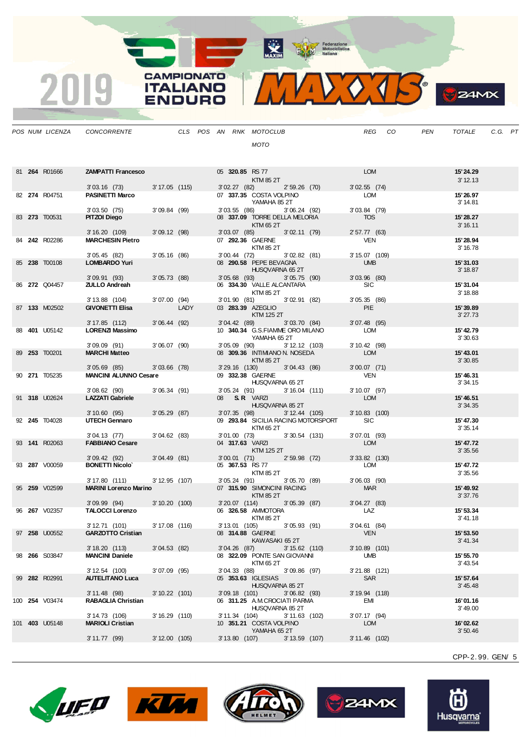# 2019 CAMPIONATO ITALIANO ENDURO — MAXXIS

| POS | NUM | LICENZA | CONCORRENTE | CLS | POS | AN | RNK | MOTOCLUB / MOTO | REG | CO | PEN | TOTALE | C.G. | PT |
|---|---|---|---|---|---|---|---|---|---|---|---|---|---|---|
| 81 | **264** | R01666 | **ZAMPATTI Francesco** | | | 05 | **320.85** | RS 77 / KTM 85 2T | LOM | | | **15'24.29** / 3'12.13 | | |
| | | | 3'03.16 (73) | 3'17.05 (115) | | | | 3'02.27 (82) / 2'59.26 (70) | 3'02.55 (74) | | | | | |
| 82 | **274** | R04751 | **PASINETTI Marco** | | | 07 | **337.35** | COSTA VOLPINO / YAMAHA 85 2T | LOM | | | **15'26.97** / 3'14.81 | | |
| | | | 3'03.50 (75) | 3'09.84 (99) | | | | 3'03.55 (86) / 3'06.24 (92) | 3'03.84 (79) | | | | | |
| 83 | **273** | T00531 | **PITZOI Diego** | | | 08 | **337.09** | TORRE DELLA MELORIA / KTM 65 2T | TOS | | | **15'28.27** / 3'16.11 | | |
| | | | 3'16.20 (109) | 3'09.12 (98) | | | | 3'03.07 (85) / 3'02.11 (79) | 2'57.77 (63) | | | | | |
| 84 | **242** | R02286 | **MARCHESIN Pietro** | | | 07 | **292.36** | GAERNE / KTM 85 2T | VEN | | | **15'28.94** / 3'16.78 | | |
| | | | 3'05.45 (82) | 3'05.16 (86) | | | | 3'00.44 (72) / 3'02.82 (81) | 3'15.07 (109) | | | | | |
| 85 | **238** | T00108 | **LOMBARDO Yuri** | | | 08 | **290.58** | PEPE BEVAGNA / HUSQVARNA 65 2T | UMB | | | **15'31.03** / 3'18.87 | | |
| | | | 3'09.91 (93) | 3'05.73 (88) | | | | 3'05.68 (93) / 3'05.75 (90) | 3'03.96 (80) | | | | | |
| 86 | **272** | Q04457 | **ZULLO Andreah** | | | 06 | **334.30** | VALLE ALCANTARA / KTM 85 2T | SIC | | | **15'31.04** / 3'18.88 | | |
| | | | 3'13.88 (104) | 3'07.00 (94) | | | | 3'01.90 (81) / 3'02.91 (82) | 3'05.35 (86) | | | | | |
| 87 | **133** | M02502 | **GIVONETTI Elisa** | LADY | | 03 | **283.39** | AZEGLIO / KTM 125 2T | PIE | | | **15'39.89** / 3'27.73 | | |
| | | | 3'17.85 (112) | 3'06.44 (92) | | | | 3'04.42 (89) / 3'03.70 (84) | 3'07.48 (95) | | | | | |
| 88 | **401** | U05142 | **LORENZI Massimo** | | | 10 | **340.34** | G.S.FIAMME ORO MILANO / YAMAHA 65 2T | LOM | | | **15'42.79** / 3'30.63 | | |
| | | | 3'09.09 (91) | 3'06.07 (90) | | | | 3'05.09 (90) / 3'12.12 (103) | 3'10.42 (98) | | | | | |
| 89 | **253** | T00201 | **MARCHI Matteo** | | | 08 | **309.36** | INTIMIANO N. NOSEDA / KTM 85 2T | LOM | | | **15'43.01** / 3'30.85 | | |
| | | | 3'05.69 (85) | 3'03.66 (78) | | | | 3'29.16 (130) / 3'04.43 (86) | 3'00.07 (71) | | | | | |
| 90 | **271** | T05235 | **MANCINI ALUNNO Cesare** | | | 09 | **332.38** | GAERNE / HUSQVARNA 65 2T | VEN | | | **15'46.31** / 3'34.15 | | |
| | | | 3'08.62 (90) | 3'06.34 (91) | | | | 3'05.24 (91) / 3'16.04 (111) | 3'10.07 (97) | | | | | |
| 91 | **318** | U02624 | **LAZZATI Gabriele** | | | 08 | **S. R** | VARZI / HUSQVARNA 85 2T | LOM | | | **15'46.51** / 3'34.35 | | |
| | | | 3'10.60 (95) | 3'05.29 (87) | | | | 3'07.35 (98) / 3'12.44 (105) | 3'10.83 (100) | | | | | |
| 92 | **245** | T04028 | **UTECH Gennaro** | | | 09 | **293.84** | SICILIA RACING MOTORSPORT / KTM 65 2T | SIC | | | **15'47.30** / 3'35.14 | | |
| | | | 3'04.13 (77) | 3'04.62 (83) | | | | 3'01.00 (73) / 3'30.54 (131) | 3'07.01 (93) | | | | | |
| 93 | **141** | R02063 | **FABBIANO Cesare** | | | 04 | **317.63** | VARZI / KTM 125 2T | LOM | | | **15'47.72** / 3'35.56 | | |
| | | | 3'09.42 (92) | 3'04.49 (81) | | | | 3'00.01 (71) / 2'59.98 (72) | 3'33.82 (130) | | | | | |
| 93 | **287** | V00059 | **BONETTI Nicolo`** | | | 05 | **367.53** | RS 77 / KTM 85 2T | LOM | | | **15'47.72** / 3'35.56 | | |
| | | | 3'17.80 (111) | 3'12.95 (107) | | | | 3'05.24 (91) / 3'05.70 (89) | 3'06.03 (90) | | | | | |
| 95 | **259** | V02599 | **MARINI Lorenzo Marino** | | | 07 | **315.90** | SIMONCINI RACING / KTM 85 2T | MAR | | | **15'49.92** / 3'37.76 | | |
| | | | 3'09.99 (94) | 3'10.20 (100) | | | | 3'20.07 (114) / 3'05.39 (87) | 3'04.27 (83) | | | | | |
| 96 | **267** | V02357 | **TALOCCI Lorenzo** | | | 06 | **326.58** | AMMOTORA / KTM 85 2T | LAZ | | | **15'53.34** / 3'41.18 | | |
| | | | 3'12.71 (101) | 3'17.08 (116) | | | | 3'13.01 (105) / 3'05.93 (91) | 3'04.61 (84) | | | | | |
| 97 | **258** | U00552 | **GARZOTTO Cristian** | | | 08 | **314.88** | GAERNE / KAWASAKI 65 2T | VEN | | | **15'53.50** / 3'41.34 | | |
| | | | 3'18.20 (113) | 3'04.53 (82) | | | | 3'04.26 (87) / 3'15.62 (110) | 3'10.89 (101) | | | | | |
| 98 | **266** | S03847 | **MANCINI Daniele** | | | 08 | **322.09** | PONTE SAN GIOVANNI / KTM 65 2T | UMB | | | **15'55.70** / 3'43.54 | | |
| | | | 3'12.54 (100) | 3'07.09 (95) | | | | 3'04.33 (88) / 3'09.86 (97) | 3'21.88 (121) | | | | | |
| 99 | **282** | R02991 | **AUTELITANO Luca** | | | 05 | **353.63** | IGLESIAS / HUSQVARNA 85 2T | SAR | | | **15'57.64** / 3'45.48 | | |
| | | | 3'11.48 (98) | 3'10.22 (101) | | | | 3'09.18 (101) / 3'06.82 (93) | 3'19.94 (118) | | | | | |
| 100 | **254** | V03474 | **RABAGLIA Christian** | | | 06 | **311.25** | A.M.CROCIATI PARMA / HUSQVARNA 85 2T | EMI | | | **16'01.16** / 3'49.00 | | |
| | | | 3'14.73 (106) | 3'16.29 (110) | | | | 3'11.34 (104) / 3'11.63 (102) | 3'07.17 (94) | | | | | |
| 101 | **403** | U05148 | **MARIOLI Cristian** | | | 10 | **351.21** | COSTA VOLPINO / YAMAHA 65 2T | LOM | | | **16'02.62** / 3'50.46 | | |
| | | | 3'11.77 (99) | 3'12.00 (105) | | | | 3'13.80 (107) / 3'13.59 (107) | 3'11.46 (102) | | | | | |

CPP-2.99. GEN/ 5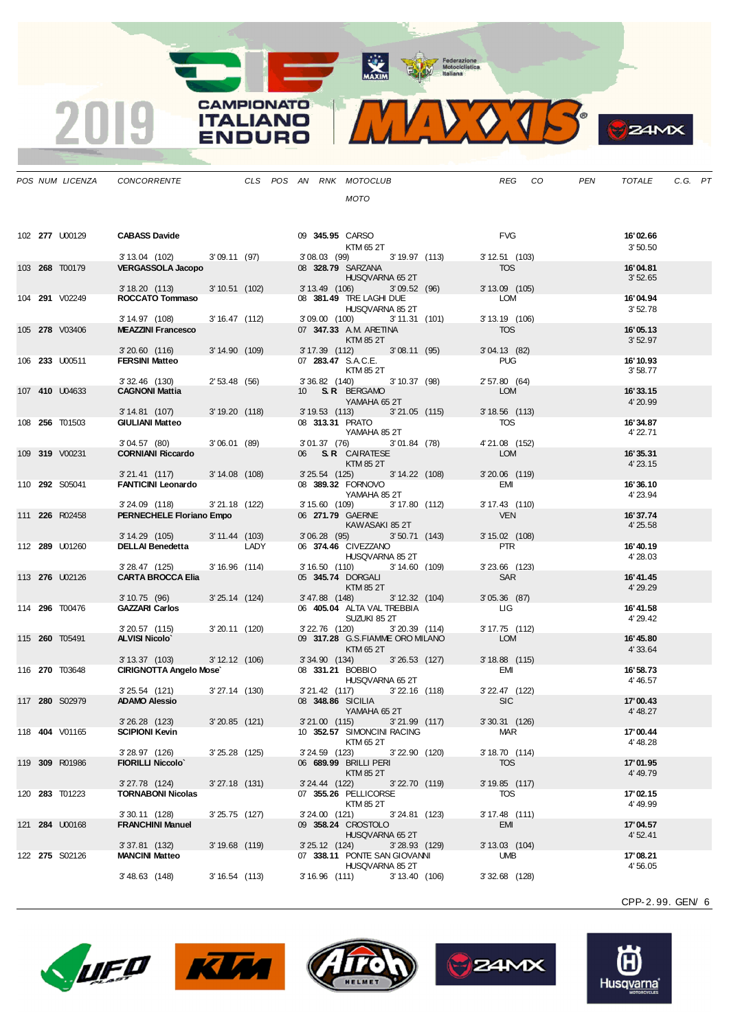| POS | NUM | LICENZA | CONCORRENTE | CLS | POS | AN | RNK | MOTOCLUB / MOTO | REG | CO | PEN | TOTALE | C.G. | PT |
|---|---|---|---|---|---|---|---|---|---|---|---|---|---|---|
| 102 | **277** | U00129 | **CABASS Davide** | | | 09 | **345.95** | CARSO / KTM 65 2T | FVG | | | **16'02.66** / 3'50.50 | | |
| | | | 3'13.04 (102) / 3'09.11 (97) | | | | | 3'08.03 (99) / 3'19.97 (113) | 3'12.51 (103) | | | | | |
| 103 | **268** | T00179 | **VERGASSOLA Jacopo** | | | 08 | **328.79** | SARZANA / HUSQVARNA 65 2T | TOS | | | **16'04.81** / 3'52.65 | | |
| | | | 3'18.20 (113) / 3'10.51 (102) | | | | | 3'13.49 (106) / 3'09.52 (96) | 3'13.09 (105) | | | | | |
| 104 | **291** | V02249 | **ROCCATO Tommaso** | | | 08 | **381.49** | TRE LAGHI DUE / HUSQVARNA 85 2T | LOM | | | **16'04.94** / 3'52.78 | | |
| | | | 3'14.97 (108) / 3'16.47 (112) | | | | | 3'09.00 (100) / 3'11.31 (101) | 3'13.19 (106) | | | | | |
| 105 | **278** | V03406 | **MEAZZINI Francesco** | | | 07 | **347.33** | A.M. ARETINA / KTM 85 2T | TOS | | | **16'05.13** / 3'52.97 | | |
| | | | 3'20.60 (116) / 3'14.90 (109) | | | | | 3'17.39 (112) / 3'08.11 (95) | 3'04.13 (82) | | | | | |
| 106 | **233** | U00511 | **FERSINI Matteo** | | | 07 | **283.47** | S.A.C.E. / KTM 85 2T | PUG | | | **16'10.93** / 3'58.77 | | |
| | | | 3'32.46 (130) / 2'53.48 (56) | | | | | 3'36.82 (140) / 3'10.37 (98) | 2'57.80 (64) | | | | | |
| 107 | **410** | U04633 | **CAGNONI Mattia** | | | 10 | **S. R** | BERGAMO / YAMAHA 65 2T | LOM | | | **16'33.15** / 4'20.99 | | |
| | | | 3'14.81 (107) / 3'19.20 (118) | | | | | 3'19.53 (113) / 3'21.05 (115) | 3'18.56 (113) | | | | | |
| 108 | **256** | T01503 | **GIULIANI Matteo** | | | 08 | **313.31** | PRATO / YAMAHA 85 2T | TOS | | | **16'34.87** / 4'22.71 | | |
| | | | 3'04.57 (80) / 3'06.01 (89) | | | | | 3'01.37 (76) / 3'01.84 (78) | 4'21.08 (152) | | | | | |
| 109 | **319** | V00231 | **CORNIANI Riccardo** | | | 06 | **S. R** | CAIRATESE / KTM 85 2T | LOM | | | **16'35.31** / 4'23.15 | | |
| | | | 3'21.41 (117) / 3'14.08 (108) | | | | | 3'25.54 (125) / 3'14.22 (108) | 3'20.06 (119) | | | | | |
| 110 | **292** | S05041 | **FANTICINI Leonardo** | | | 08 | **389.32** | FORNOVO / YAMAHA 85 2T | EMI | | | **16'36.10** / 4'23.94 | | |
| | | | 3'24.09 (118) / 3'21.18 (122) | | | | | 3'15.60 (109) / 3'17.80 (112) | 3'17.43 (110) | | | | | |
| 111 | **226** | R02458 | **PERNECHELE Floriano Empo** | | | 06 | **271.79** | GAERNE / KAWASAKI 85 2T | VEN | | | **16'37.74** / 4'25.58 | | |
| | | | 3'14.29 (105) / 3'11.44 (103) | | | | | 3'06.28 (95) / 3'50.71 (143) | 3'15.02 (108) | | | | | |
| 112 | **289** | U01260 | **DELLAI Benedetta** | LADY | | 06 | **374.46** | CIVEZZANO / HUSQVARNA 85 2T | PTR | | | **16'40.19** / 4'28.03 | | |
| | | | 3'28.47 (125) / 3'16.96 (114) | | | | | 3'16.50 (110) / 3'14.60 (109) | 3'23.66 (123) | | | | | |
| 113 | **276** | U02126 | **CARTA BROCCA Elia** | | | 05 | **345.74** | DORGALI / KTM 85 2T | SAR | | | **16'41.45** / 4'29.29 | | |
| | | | 3'10.75 (96) / 3'25.14 (124) | | | | | 3'47.88 (148) / 3'12.32 (104) | 3'05.36 (87) | | | | | |
| 114 | **296** | T00476 | **GAZZARI Carlos** | | | 06 | **405.04** | ALTA VAL TREBBIA / SUZUKI 85 2T | LIG | | | **16'41.58** / 4'29.42 | | |
| | | | 3'20.57 (115) / 3'20.11 (120) | | | | | 3'22.76 (120) / 3'20.39 (114) | 3'17.75 (112) | | | | | |
| 115 | **260** | T05491 | **ALVISI Nicolo`** | | | 09 | **317.28** | G.S.FIAMME ORO MILANO / KTM 65 2T | LOM | | | **16'45.80** / 4'33.64 | | |
| | | | 3'13.37 (103) / 3'12.12 (106) | | | | | 3'34.90 (134) / 3'26.53 (127) | 3'18.88 (115) | | | | | |
| 116 | **270** | T03648 | **CIRIGNOTTA Angelo Mose`** | | | 08 | **331.21** | BOBBIO / HUSQVARNA 65 2T | EMI | | | **16'58.73** / 4'46.57 | | |
| | | | 3'25.54 (121) / 3'27.14 (130) | | | | | 3'21.42 (117) / 3'22.16 (118) | 3'22.47 (122) | | | | | |
| 117 | **280** | S02979 | **ADAMO Alessio** | | | 08 | **348.86** | SICILIA / YAMAHA 65 2T | SIC | | | **17'00.43** / 4'48.27 | | |
| | | | 3'26.28 (123) / 3'20.85 (121) | | | | | 3'21.00 (115) / 3'21.99 (117) | 3'30.31 (126) | | | | | |
| 118 | **404** | V01165 | **SCIPIONI Kevin** | | | 10 | **352.57** | SIMONCINI RACING / KTM 65 2T | MAR | | | **17'00.44** / 4'48.28 | | |
| | | | 3'28.97 (126) / 3'25.28 (125) | | | | | 3'24.59 (123) / 3'22.90 (120) | 3'18.70 (114) | | | | | |
| 119 | **309** | R01986 | **FIORILLI Niccolo`** | | | 06 | **689.99** | BRILLI PERI / KTM 85 2T | TOS | | | **17'01.95** / 4'49.79 | | |
| | | | 3'27.78 (124) / 3'27.18 (131) | | | | | 3'24.44 (122) / 3'22.70 (119) | 3'19.85 (117) | | | | | |
| 120 | **283** | T01223 | **TORNABONI Nicolas** | | | 07 | **355.26** | PELLICORSE / KTM 85 2T | TOS | | | **17'02.15** / 4'49.99 | | |
| | | | 3'30.11 (128) / 3'25.75 (127) | | | | | 3'24.00 (121) / 3'24.81 (123) | 3'17.48 (111) | | | | | |
| 121 | **284** | U00168 | **FRANCHINI Manuel** | | | 09 | **358.24** | CROSTOLO / HUSQVARNA 65 2T | EMI | | | **17'04.57** / 4'52.41 | | |
| | | | 3'37.81 (132) / 3'19.68 (119) | | | | | 3'25.12 (124) / 3'28.93 (129) | 3'13.03 (104) | | | | | |
| 122 | **275** | S02126 | **MANCINI Matteo** | | | 07 | **338.11** | PONTE SAN GIOVANNI / HUSQVARNA 85 2T | UMB | | | **17'08.21** / 4'56.05 | | |
| | | | 3'48.63 (148) / 3'16.54 (113) | | | | | 3'16.96 (111) / 3'13.40 (106) | 3'32.68 (128) | | | | | |

CPP-2.99. GEN/ 6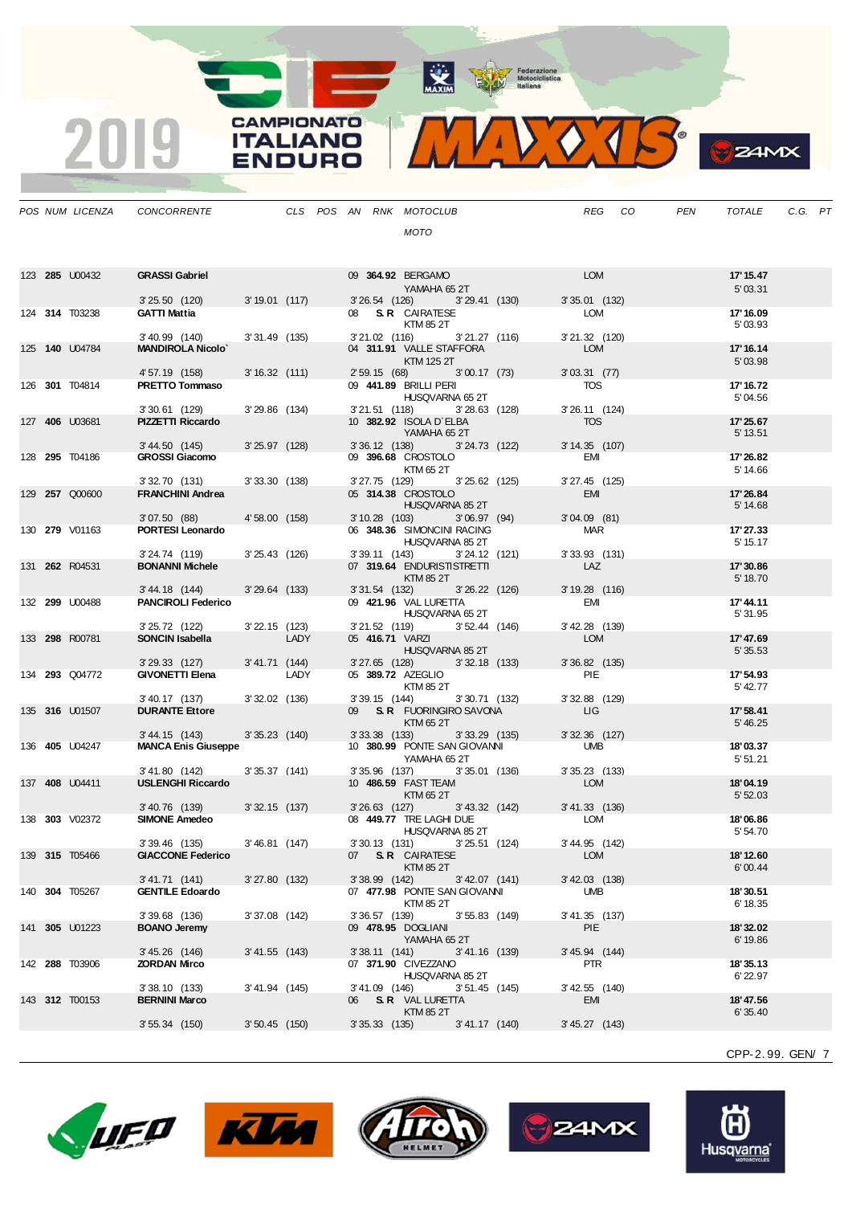| POS | NUM | LICENZA | CONCORRENTE | CLS | POS | AN | RNK | MOTOCLUB / MOTO | REG | CO | PEN | TOTALE | C.G. | PT |
|---|---|---|---|---|---|---|---|---|---|---|---|---|---|---|
| 123 | **285** | U00432 | **GRASSI Gabriel** | | | 09 | **364.92** | BERGAMO / YAMAHA 65 2T | LOM | | | **17'15.47** / 5'03.31 | | |
| | | | 3'25.50 (120) / 3'19.01 (117) | | | | | 3'26.54 (126) / 3'29.41 (130) | 3'35.01 (132) | | | | | |
| 124 | **314** | T03238 | **GATTI Mattia** | | | 08 | **S.R** | CAIRATESE / KTM 85 2T | LOM | | | **17'16.09** / 5'03.93 | | |
| | | | 3'40.99 (140) / 3'31.49 (135) | | | | | 3'21.02 (116) / 3'21.27 (116) | 3'21.32 (120) | | | | | |
| 125 | **140** | U04784 | **MANDIROLA Nicolo`** | | | 04 | **311.91** | VALLE STAFFORA / KTM 125 2T | LOM | | | **17'16.14** / 5'03.98 | | |
| | | | 4'57.19 (158) / 3'16.32 (111) | | | | | 2'59.15 (68) / 3'00.17 (73) | 3'03.31 (77) | | | | | |
| 126 | **301** | T04814 | **PRETTO Tommaso** | | | 09 | **441.89** | BRILLI PERI / HUSQVARNA 65 2T | TOS | | | **17'16.72** / 5'04.56 | | |
| | | | 3'30.61 (129) / 3'29.86 (134) | | | | | 3'21.51 (118) / 3'28.63 (128) | 3'26.11 (124) | | | | | |
| 127 | **406** | U03681 | **PIZZETTI Riccardo** | | | 10 | **382.92** | ISOLA D`ELBA / YAMAHA 65 2T | TOS | | | **17'25.67** / 5'13.51 | | |
| | | | 3'44.50 (145) / 3'25.97 (128) | | | | | 3'36.12 (138) / 3'24.73 (122) | 3'14.35 (107) | | | | | |
| 128 | **295** | T04186 | **GROSSI Giacomo** | | | 09 | **396.68** | CROSTOLO / KTM 65 2T | EMI | | | **17'26.82** / 5'14.66 | | |
| | | | 3'32.70 (131) / 3'33.30 (138) | | | | | 3'27.75 (129) / 3'25.62 (125) | 3'27.45 (125) | | | | | |
| 129 | **257** | Q00600 | **FRANCHINI Andrea** | | | 05 | **314.38** | CROSTOLO / HUSQVARNA 85 2T | EMI | | | **17'26.84** / 5'14.68 | | |
| | | | 3'07.50 (88) / 4'58.00 (158) | | | | | 3'10.28 (103) / 3'06.97 (94) | 3'04.09 (81) | | | | | |
| 130 | **279** | V01163 | **PORTESI Leonardo** | | | 06 | **348.36** | SIMONCINI RACING / HUSQVARNA 85 2T | MAR | | | **17'27.33** / 5'15.17 | | |
| | | | 3'24.74 (119) / 3'25.43 (126) | | | | | 3'39.11 (143) / 3'24.12 (121) | 3'33.93 (131) | | | | | |
| 131 | **262** | R04531 | **BONANNI Michele** | | | 07 | **319.64** | ENDURISTISTRETTI / KTM 85 2T | LAZ | | | **17'30.86** / 5'18.70 | | |
| | | | 3'44.18 (144) / 3'29.64 (133) | | | | | 3'31.54 (132) / 3'26.22 (126) | 3'19.28 (116) | | | | | |
| 132 | **299** | U00488 | **PANCIROLI Federico** | | | 09 | **421.96** | VAL LURETTA / HUSQVARNA 65 2T | EMI | | | **17'44.11** / 5'31.95 | | |
| | | | 3'25.72 (122) / 3'22.15 (123) | | | | | 3'21.52 (119) / 3'52.44 (146) | 3'42.28 (139) | | | | | |
| 133 | **298** | R00781 | **SONCIN Isabella** | LADY | | 05 | **416.71** | VARZI / HUSQVARNA 85 2T | LOM | | | **17'47.69** / 5'35.53 | | |
| | | | 3'29.33 (127) / 3'41.71 (144) | | | | | 3'27.65 (128) / 3'32.18 (133) | 3'36.82 (135) | | | | | |
| 134 | **293** | Q04772 | **GIVONETTI Elena** | LADY | | 05 | **389.72** | AZEGLIO / KTM 85 2T | PIE | | | **17'54.93** / 5'42.77 | | |
| | | | 3'40.17 (137) / 3'32.02 (136) | | | | | 3'39.15 (144) / 3'30.71 (132) | 3'32.88 (129) | | | | | |
| 135 | **316** | U01507 | **DURANTE Ettore** | | | 09 | **S.R** | FUORINGIRO SAVONA / KTM 65 2T | LIG | | | **17'58.41** / 5'46.25 | | |
| | | | 3'44.15 (143) / 3'35.23 (140) | | | | | 3'33.38 (133) / 3'33.29 (135) | 3'32.36 (127) | | | | | |
| 136 | **405** | U04247 | **MANCA Enis Giuseppe** | | | 10 | **380.99** | PONTE SAN GIOVANNI / YAMAHA 65 2T | UMB | | | **18'03.37** / 5'51.21 | | |
| | | | 3'41.80 (142) / 3'35.37 (141) | | | | | 3'35.96 (137) / 3'35.01 (136) | 3'35.23 (133) | | | | | |
| 137 | **408** | U04411 | **USLENGHI Riccardo** | | | 10 | **486.59** | FAST TEAM / KTM 65 2T | LOM | | | **18'04.19** / 5'52.03 | | |
| | | | 3'40.76 (139) / 3'32.15 (137) | | | | | 3'26.63 (127) / 3'43.32 (142) | 3'41.33 (136) | | | | | |
| 138 | **303** | V02372 | **SIMONE Amedeo** | | | 08 | **449.77** | TRE LAGHI DUE / HUSQVARNA 85 2T | LOM | | | **18'06.86** / 5'54.70 | | |
| | | | 3'39.46 (135) / 3'46.81 (147) | | | | | 3'30.13 (131) / 3'25.51 (124) | 3'44.95 (142) | | | | | |
| 139 | **315** | T05466 | **GIACCONE Federico** | | | 07 | **S.R** | CAIRATESE / KTM 85 2T | LOM | | | **18'12.60** / 6'00.44 | | |
| | | | 3'41.71 (141) / 3'27.80 (132) | | | | | 3'38.99 (142) / 3'42.07 (141) | 3'42.03 (138) | | | | | |
| 140 | **304** | T05267 | **GENTILE Edoardo** | | | 07 | **477.98** | PONTE SAN GIOVANNI / KTM 85 2T | UMB | | | **18'30.51** / 6'18.35 | | |
| | | | 3'39.68 (136) / 3'37.08 (142) | | | | | 3'36.57 (139) / 3'55.83 (149) | 3'41.35 (137) | | | | | |
| 141 | **305** | U01223 | **BOANO Jeremy** | | | 09 | **478.95** | DOGLIANI / YAMAHA 65 2T | PIE | | | **18'32.02** / 6'19.86 | | |
| | | | 3'45.26 (146) / 3'41.55 (143) | | | | | 3'38.11 (141) / 3'41.16 (139) | 3'45.94 (144) | | | | | |
| 142 | **288** | T03906 | **ZORDAN Mirco** | | | 07 | **371.90** | CIVEZZANO / HUSQVARNA 85 2T | PTR | | | **18'35.13** / 6'22.97 | | |
| | | | 3'38.10 (133) / 3'41.94 (145) | | | | | 3'41.09 (146) / 3'51.45 (145) | 3'42.55 (140) | | | | | |
| 143 | **312** | T00153 | **BERNINI Marco** | | | 06 | **S.R** | VAL LURETTA / KTM 85 2T | EMI | | | **18'47.56** / 6'35.40 | | |
| | | | 3'55.34 (150) / 3'50.45 (150) | | | | | 3'35.33 (135) / 3'41.17 (140) | 3'45.27 (143) | | | | | |

CPP-2.99. GEN/ 7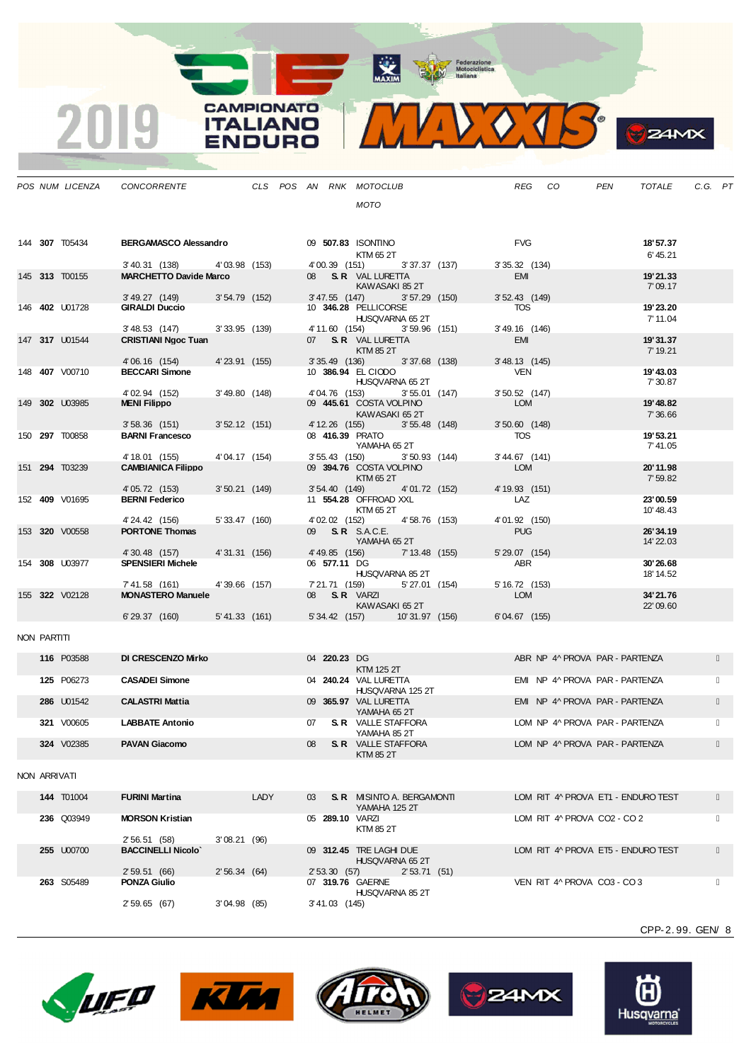| POS | NUM | LICENZA | CONCORRENTE | CLS | POS | AN | RNK | MOTOCLUB / MOTO | REG | CO | PEN | TOTALE | C.G. | PT |
|---|---|---|---|---|---|---|---|---|---|---|---|---|---|---|
| 144 | **307** | T05434 | **BERGAMASCO Alessandro** | | | 09 | **507.83** | ISONTINO KTM 65 2T | FVG | | | **18' 57.37** 6' 45.21 | | |
| | | | 3' 40.31 (138) 4' 03.98 (153) | | | | | 4' 00.39 (151) 3' 37.37 (137) | 3' 35.32 (134) | | | | | |
| 145 | **313** | T00155 | **MARCHETTO Davide Marco** | | | 08 | **S.R** | VAL LURETTA KAWASAKI 85 2T | EMI | | | **19' 21.33** 7' 09.17 | | |
| | | | 3' 49.27 (149) 3' 54.79 (152) | | | | | 3' 47.55 (147) 3' 57.29 (150) | 3' 52.43 (149) | | | | | |
| 146 | **402** | U01728 | **GIRALDI Duccio** | | | 10 | **346.28** | PELLICORSE HUSQVARNA 65 2T | TOS | | | **19' 23.20** 7' 11.04 | | |
| | | | 3' 48.53 (147) 3' 33.95 (139) | | | | | 4' 11.60 (154) 3' 59.96 (151) | 3' 49.16 (146) | | | | | |
| 147 | **317** | U01544 | **CRISTIANI Ngoc Tuan** | | | 07 | **S.R** | VAL LURETTA KTM 85 2T | EMI | | | **19' 31.37** 7' 19.21 | | |
| | | | 4' 06.16 (154) 4' 23.91 (155) | | | | | 3' 35.49 (136) 3' 37.68 (138) | 3' 48.13 (145) | | | | | |
| 148 | **407** | V00710 | **BECCARI Simone** | | | 10 | **386.94** | EL CIODO HUSQVARNA 65 2T | VEN | | | **19' 43.03** 7' 30.87 | | |
| | | | 4' 02.94 (152) 3' 49.80 (148) | | | | | 4' 04.76 (153) 3' 55.01 (147) | 3' 50.52 (147) | | | | | |
| 149 | **302** | U03985 | **MENI Filippo** | | | 09 | **445.61** | COSTA VOLPINO KAWASAKI 65 2T | LOM | | | **19' 48.82** 7' 36.66 | | |
| | | | 3' 58.36 (151) 3' 52.12 (151) | | | | | 4' 12.26 (155) 3' 55.48 (148) | 3' 50.60 (148) | | | | | |
| 150 | **297** | T00858 | **BARNI Francesco** | | | 08 | **416.39** | PRATO YAMAHA 65 2T | TOS | | | **19' 53.21** 7' 41.05 | | |
| | | | 4' 18.01 (155) 4' 04.17 (154) | | | | | 3' 55.43 (150) 3' 50.93 (144) | 3' 44.67 (141) | | | | | |
| 151 | **294** | T03239 | **CAMBIANICA Filippo** | | | 09 | **394.76** | COSTA VOLPINO KTM 65 2T | LOM | | | **20' 11.98** 7' 59.82 | | |
| | | | 4' 05.72 (153) 3' 50.21 (149) | | | | | 3' 54.40 (149) 4' 01.72 (152) | 4' 19.93 (151) | | | | | |
| 152 | **409** | V01695 | **BERNI Federico** | | | 11 | **554.28** | OFFROAD XXL KTM 65 2T | LAZ | | | **23' 00.59** 10' 48.43 | | |
| | | | 4' 24.42 (156) 5' 33.47 (160) | | | | | 4' 02.02 (152) 4' 58.76 (153) | 4' 01.92 (150) | | | | | |
| 153 | **320** | V00558 | **PORTONE Thomas** | | | 09 | **S.R** | S.A.C.E. YAMAHA 65 2T | PUG | | | **26' 34.19** 14' 22.03 | | |
| | | | 4' 30.48 (157) 4' 31.31 (156) | | | | | 4' 49.85 (156) 7' 13.48 (155) | 5' 29.07 (154) | | | | | |
| 154 | **308** | U03977 | **SPENSIERI Michele** | | | 06 | **577.11** | DG HUSQVARNA 85 2T | ABR | | | **30' 26.68** 18' 14.52 | | |
| | | | 7' 41.58 (161) 4' 39.66 (157) | | | | | 7' 21.71 (159) 5' 27.01 (154) | 5' 16.72 (153) | | | | | |
| 155 | **322** | V02128 | **MONASTERO Manuele** | | | 08 | **S.R** | VARZI KAWASAKI 65 2T | LOM | | | **34' 21.76** 22' 09.60 | | |
| | | | 6' 29.37 (160) 5' 41.33 (161) | | | | | 5' 34.42 (157) 10' 31.97 (156) | 6' 04.67 (155) | | | | | |

NON PARTITI

| NUM | CONCORRENTE | CLS | AN | RNK | MOTOCLUB / MOTO | REG | NOTE |
|---|---|---|---|---|---|---|---|
| **116** P03588 | **DI CRESCENZO Mirko** | | 04 | **220.23** | DG KTM 125 2T | ABR | NP 4^ PROVA PAR - PARTENZA |
| **125** P06273 | **CASADEI Simone** | | 04 | **240.24** | VAL LURETTA HUSQVARNA 125 2T | EMI | NP 4^ PROVA PAR - PARTENZA |
| **286** U01542 | **CALASTRI Mattia** | | 09 | **365.97** | VAL LURETTA YAMAHA 65 2T | EMI | NP 4^ PROVA PAR - PARTENZA |
| **321** V00605 | **LABBATE Antonio** | | 07 | **S.R** | VALLE STAFFORA YAMAHA 85 2T | LOM | NP 4^ PROVA PAR - PARTENZA |
| **324** V02385 | **PAVAN Giacomo** | | 08 | **S.R** | VALLE STAFFORA KTM 85 2T | LOM | NP 4^ PROVA PAR - PARTENZA |

NON ARRIVATI

| NUM | CONCORRENTE | CLS | AN | RNK | MOTOCLUB / MOTO | REG | NOTE |
|---|---|---|---|---|---|---|---|
| **144** T01004 | **FURINI Martina** | LADY | 03 | **S.R** | MISINTO A. BERGAMONTI YAMAHA 125 2T | LOM | RIT 4^ PROVA ET1 - ENDURO TEST |
| **236** Q03949 | **MORSON Kristian** | | 05 | **289.10** | VARZI KTM 85 2T | LOM | RIT 4^ PROVA CO2 - CO 2 |
| | 2' 56.51 (58) 3' 08.21 (96) | | | | | | |
| **255** U00700 | **BACCINELLI Nicolo`** | | 09 | **312.45** | TRE LAGHI DUE HUSQVARNA 65 2T | LOM | RIT 4^ PROVA ET5 - ENDURO TEST |
| | 2' 59.51 (66) 2' 56.34 (64) | | | | 2' 53.30 (57) 2' 53.71 (51) | | |
| **263** S05489 | **PONZA Giulio** | | 07 | **319.76** | GAERNE HUSQVARNA 85 2T | VEN | RIT 4^ PROVA CO3 - CO 3 |
| | 2' 59.65 (67) 3' 04.98 (85) | | | | 3' 41.03 (145) | | |

CPP-2.99. GEN/ 8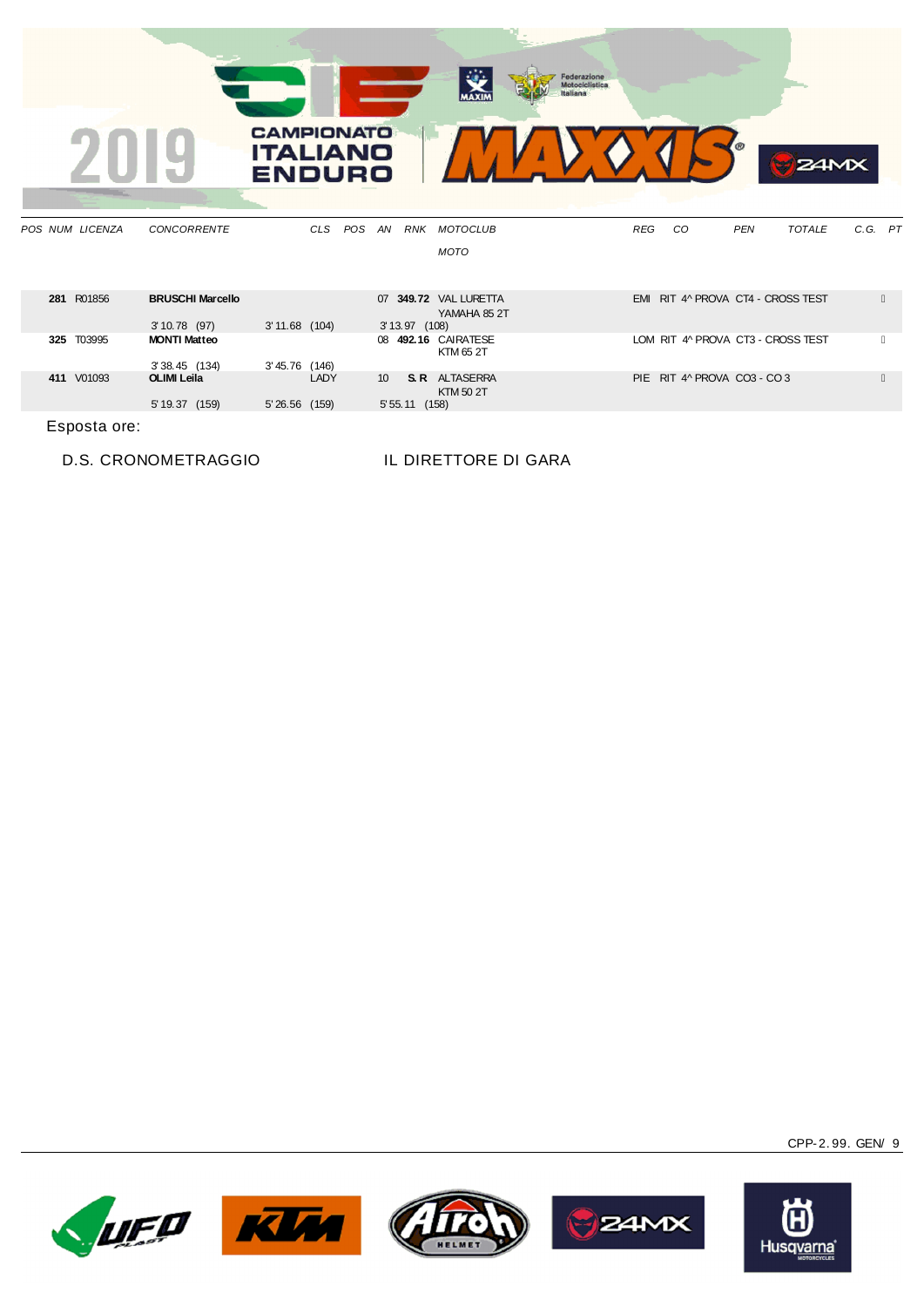| POS | NUM | LICENZA | CONCORRENTE | CLS | POS | AN | RNK | MOTOCLUB / MOTO | REG | CO | PEN | TOTALE | C.G. | PT |
|---|---|---|---|---|---|---|---|---|---|---|---|---|---|---|
| | 281 | R01856 | **BRUSCHI Marcello** | | | 07 | **349.72** | VAL LURETTA / YAMAHA 85 2T | EMI | RIT 4^ PROVA CT4 - CROSS TEST | | | | |
| | | | 3' 10.78 (97) | 3' 11.68 (104) | | 3' 13.97 (108) | | | | | | | | |
| | 325 | T03995 | **MONTI Matteo** | | | 08 | **492.16** | CAIRATESE / KTM 65 2T | LOM | RIT 4^ PROVA CT3 - CROSS TEST | | | | |
| | | | 3' 38.45 (134) | 3' 45.76 (146) | | | | | | | | | | |
| | 411 | V01093 | **OLIMI Leila** | LADY | | 10 | **S. R** | ALTASERRA / KTM 50 2T | PIE | RIT 4^ PROVA CO3 - CO 3 | | | | |
| | | | 5' 19.37 (159) | 5' 26.56 (159) | | 5' 55.11 (158) | | | | | | | | |

Esposta ore:

D.S. CRONOMETRAGGIO

IL DIRETTORE DI GARA